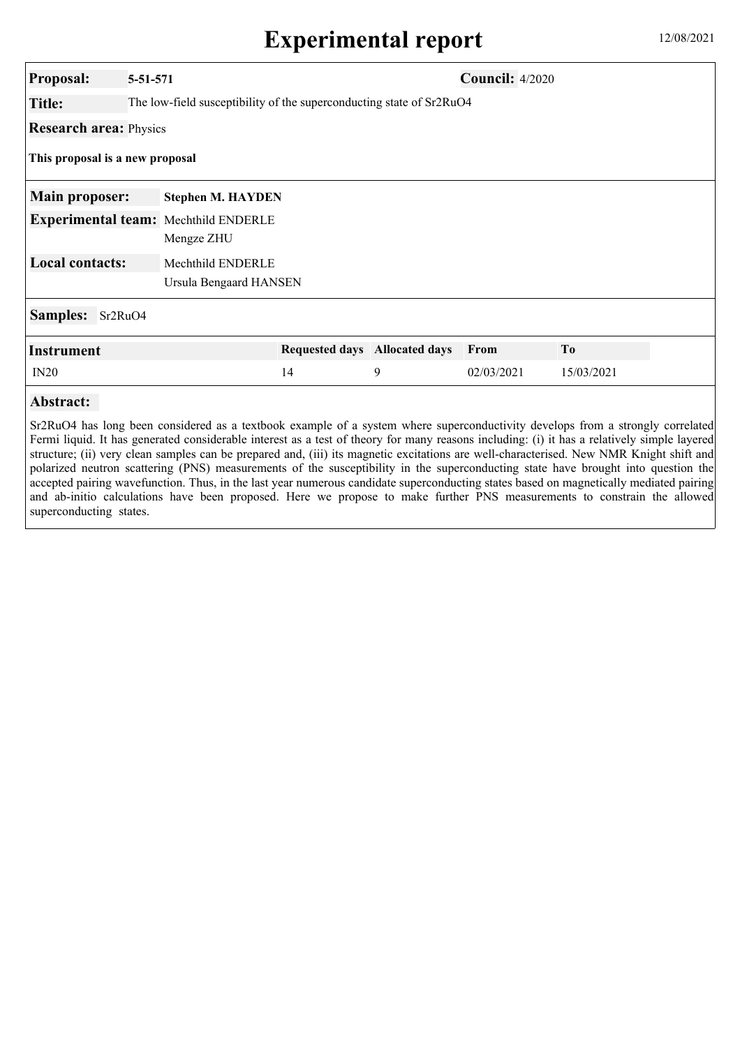# Experimental report

12/08/2021

**Proposal:** 5-51-571 **Council:** 4/2020

**Title:** The low-field susceptibility of the superconducting state of Sr2RuO4

**Research area:** Physics

**This proposal is a new proposal**

**Main proposer:** Stephen M. HAYDEN

**Experimental team:** Mechthild ENDERLE
Mengze ZHU

**Local contacts:** Mechthild ENDERLE
Ursula Bengaard HANSEN

**Samples:** Sr2RuO4

| Instrument | Requested days | Allocated days | From | To |
|---|---|---|---|---|
| IN20 | 14 | 9 | 02/03/2021 | 15/03/2021 |

**Abstract:**

$Sr_2RuO_4$ has long been considered as a textbook example of a system where superconductivity develops from a strongly correlated Fermi liquid. It has generated considerable interest as a test of theory for many reasons including: (i) it has a relatively simple layered structure; (ii) very clean samples can be prepared and, (iii) its magnetic excitations are well-characterised. New NMR Knight shift and polarized neutron scattering (PNS) measurements of the susceptibility in the superconducting state have brought into question the accepted pairing wavefunction. Thus, in the last year numerous candidate superconducting states based on magnetically mediated pairing and ab-initio calculations have been proposed. Here we propose to make further PNS measurements to constrain the allowed superconducting states.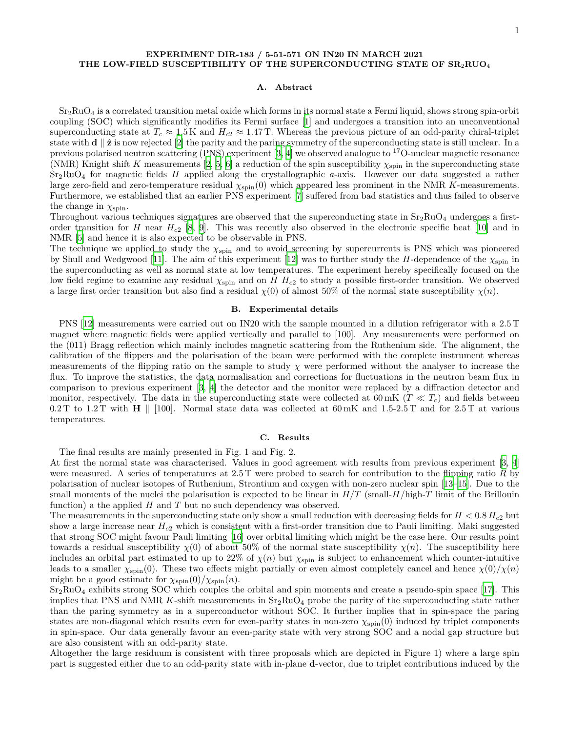**EXPERIMENT DIR-183 / 5-51-571 ON IN20 IN MARCH 2021**
**THE LOW-FIELD SUSCEPTIBILITY OF THE SUPERCONDUCTING STATE OF $SR_2RUO_4$**

## A. Abstract

$Sr_2RuO_4$ is a correlated transition metal oxide which forms in its normal state a Fermi liquid, shows strong spin-orbit coupling (SOC) which significantly modifies its Fermi surface [1] and undergoes a transition into an unconventional superconducting state at $T_c \approx 1.5\,\mathrm{K}$ and $H_{c2} \approx 1.47\,\mathrm{T}$. Whereas the previous picture of an odd-parity chiral-triplet state with $\mathbf{d} \parallel \hat{\mathbf{z}}$ is now rejected [2] the parity and the paring symmetry of the superconducting state is still unclear. In a previous polarised neutron scattering (PNS) experiment [3, 4] we observed analogue to $^{17}$O-nuclear magnetic resonance (NMR) Knight shift $K$ measurements [2, 5, 6] a reduction of the spin susceptibility $\chi_{\mathrm{spin}}$ in the superconducting state $Sr_2RuO_4$ for magnetic fields $H$ applied along the crystallographic $a$-axis. However our data suggested a rather large zero-field and zero-temperature residual $\chi_{\mathrm{spin}}(0)$ which appeared less prominent in the NMR $K$-measurements. Furthermore, we established that an earlier PNS experiment [7] suffered from bad statistics and thus failed to observe the change in $\chi_{\mathrm{spin}}$.

Throughout various techniques signatures are observed that the superconducting state in $Sr_2RuO_4$ undergoes a first-order transition for $H$ near $H_{c2}$ [8, 9]. This was recently also observed in the electronic specific heat [10] and in NMR [5] and hence it is also expected to be observable in PNS.

The technique we applied to study the $\chi_{\mathrm{spin}}$ and to avoid screening by supercurrents is PNS which was pioneered by Shull and Wedgwood [11]. The aim of this experiment [12] was to further study the $H$-dependence of the $\chi_{\mathrm{spin}}$ in the superconducting as well as normal state at low temperatures. The experiment hereby specifically focused on the low field regime to examine any residual $\chi_{\mathrm{spin}}$ and on $H$ $H_{c2}$ to study a possible first-order transition. We observed a large first order transition but also find a residual $\chi(0)$ of almost 50% of the normal state susceptibility $\chi(n)$.

## B. Experimental details

PNS [12] measurements were carried out on IN20 with the sample mounted in a dilution refrigerator with a 2.5 T magnet where magnetic fields were applied vertically and parallel to [100]. Any measurements were performed on the (011) Bragg reflection which mainly includes magnetic scattering from the Ruthenium side. The alignment, the calibration of the flippers and the polarisation of the beam were performed with the complete instrument whereas measurements of the flipping ratio on the sample to study $\chi$ were performed without the analyser to increase the flux. To improve the statistics, the data normalisation and corrections for fluctuations in the neutron beam flux in comparison to previous experiment [3, 4] the detector and the monitor were replaced by a diffraction detector and monitor, respectively. The data in the superconducting state were collected at 60 mK ($T \ll T_c$) and fields between 0.2 T to 1.2 T with $\mathbf{H} \parallel [100]$. Normal state data was collected at 60 mK and 1.5-2.5 T and for 2.5 T at various temperatures.

## C. Results

The final results are mainly presented in Fig. 1 and Fig. 2.

At first the normal state was characterised. Values in good agreement with results from previous experiment [3, 4] were measured. A series of temperatures at 2.5 T were probed to search for contribution to the flipping ratio $R$ by polarisation of nuclear isotopes of Ruthenium, Strontium and oxygen with non-zero nuclear spin [13–15]. Due to the small moments of the nuclei the polarisation is expected to be linear in $H/T$ (small-$H$/high-$T$ limit of the Brillouin function) a the applied $H$ and $T$ but no such dependency was observed.

The measurements in the superconducting state only show a small reduction with decreasing fields for $H < 0.8\,H_{c2}$ but show a large increase near $H_{c2}$ which is consistent with a first-order transition due to Pauli limiting. Maki suggested that strong SOC might favour Pauli limiting [16] over orbital limiting which might be the case here. Our results point towards a residual susceptibility $\chi(0)$ of about 50% of the normal state susceptibility $\chi(n)$. The susceptibility here includes an orbital part estimated to up to 22% of $\chi(n)$ but $\chi_{\mathrm{spin}}$ is subject to enhancement which counter-intuitive leads to a smaller $\chi_{\mathrm{spin}}(0)$. These two effects might partially or even almost completely cancel and hence $\chi(0)/\chi(n)$ might be a good estimate for $\chi_{\mathrm{spin}}(0)/\chi_{\mathrm{spin}}(n)$.

$Sr_2RuO_4$ exhibits strong SOC which couples the orbital and spin moments and create a pseudo-spin space [17]. This implies that PNS and NMR $K$-shift measurements in $Sr_2RuO_4$ probe the parity of the superconducting state rather than the paring symmetry as in a superconductor without SOC. It further implies that in spin-space the paring states are non-diagonal which results even for even-parity states in non-zero $\chi_{\mathrm{spin}}(0)$ induced by triplet components in spin-space. Our data generally favour an even-parity state with very strong SOC and a nodal gap structure but are also consistent with an odd-parity state.

Altogether the large residuum is consistent with three proposals which are depicted in Figure 1) where a large spin part is suggested either due to an odd-parity state with in-plane $\mathbf{d}$-vector, due to triplet contributions induced by the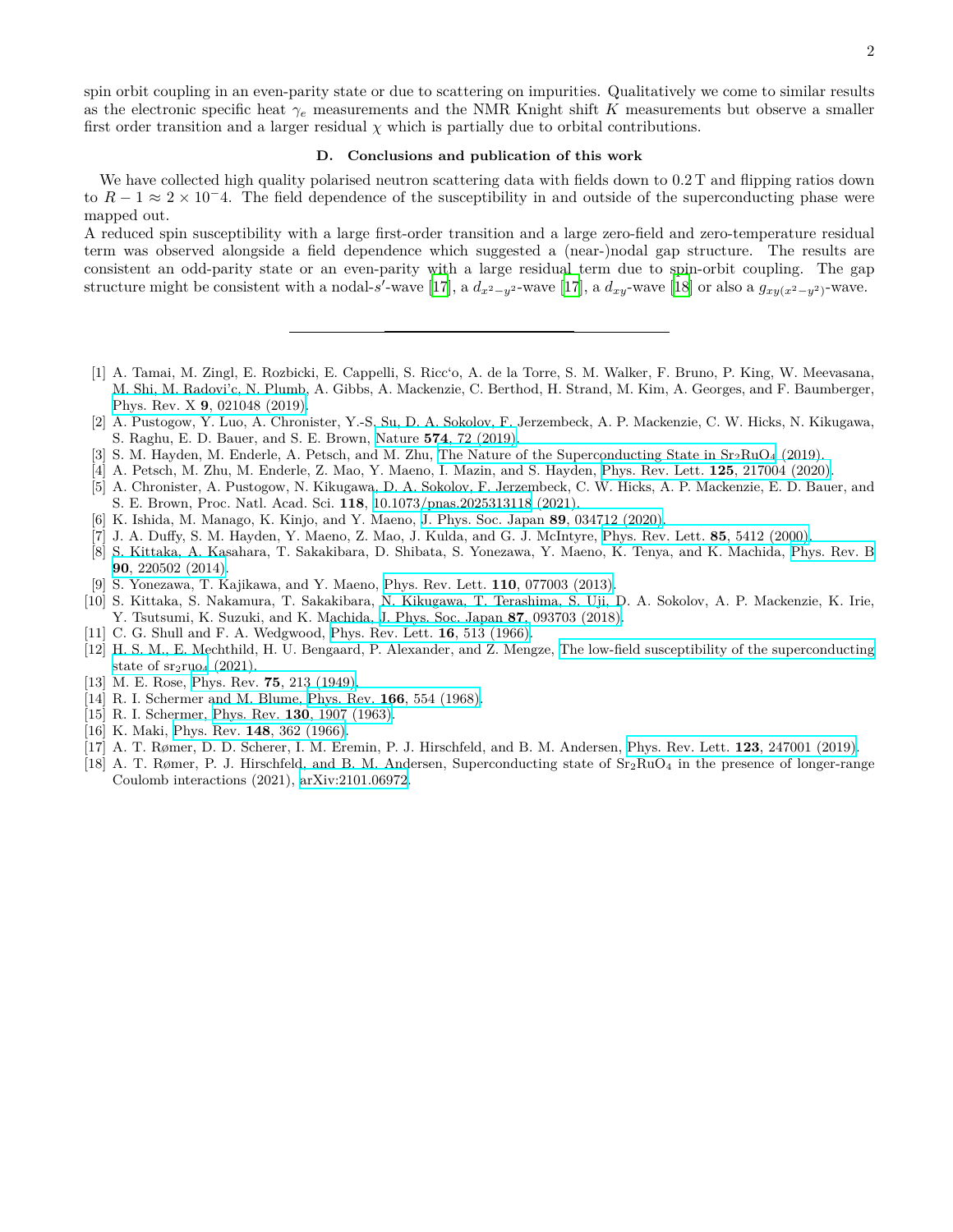spin orbit coupling in an even-parity state or due to scattering on impurities. Qualitatively we come to similar results as the electronic specific heat $\gamma_e$ measurements and the NMR Knight shift $K$ measurements but observe a smaller first order transition and a larger residual $\chi$ which is partially due to orbital contributions.

### D. Conclusions and publication of this work

We have collected high quality polarised neutron scattering data with fields down to 0.2 T and flipping ratios down to $R - 1 \approx 2 \times 10^{-}4$. The field dependence of the susceptibility in and outside of the superconducting phase were mapped out.

A reduced spin susceptibility with a large first-order transition and a large zero-field and zero-temperature residual term was observed alongside a field dependence which suggested a (near-)nodal gap structure. The results are consistent an odd-parity state or an even-parity with a large residual term due to spin-orbit coupling. The gap structure might be consistent with a nodal-$s'$-wave [17], a $d_{x^2-y^2}$-wave [17], a $d_{xy}$-wave [18] or also a $g_{xy(x^2-y^2)}$-wave.

---

[1] A. Tamai, M. Zingl, E. Rozbicki, E. Cappelli, S. Ricc'o, A. de la Torre, S. M. Walker, F. Bruno, P. King, W. Meevasana, M. Shi, M. Radovi'c, N. Plumb, A. Gibbs, A. Mackenzie, C. Berthod, H. Strand, M. Kim, A. Georges, and F. Baumberger, Phys. Rev. X **9**, 021048 (2019).

[2] A. Pustogow, Y. Luo, A. Chronister, Y.-S. Su, D. A. Sokolov, F. Jerzembeck, A. P. Mackenzie, C. W. Hicks, N. Kikugawa, S. Raghu, E. D. Bauer, and S. E. Brown, Nature **574**, 72 (2019).

[3] S. M. Hayden, M. Enderle, A. Petsch, and M. Zhu, The Nature of the Superconducting State in $Sr_2RuO_4$ (2019).

[4] A. Petsch, M. Zhu, M. Enderle, Z. Mao, Y. Maeno, I. Mazin, and S. Hayden, Phys. Rev. Lett. **125**, 217004 (2020).

[5] A. Chronister, A. Pustogow, N. Kikugawa, D. A. Sokolov, F. Jerzembeck, C. W. Hicks, A. P. Mackenzie, E. D. Bauer, and S. E. Brown, Proc. Natl. Acad. Sci. **118**, 10.1073/pnas.2025313118 (2021).

[6] K. Ishida, M. Manago, K. Kinjo, and Y. Maeno, J. Phys. Soc. Japan **89**, 034712 (2020).

[7] J. A. Duffy, S. M. Hayden, Y. Maeno, Z. Mao, J. Kulda, and G. J. McIntyre, Phys. Rev. Lett. **85**, 5412 (2000).

[8] S. Kittaka, A. Kasahara, T. Sakakibara, D. Shibata, S. Yonezawa, Y. Maeno, K. Tenya, and K. Machida, Phys. Rev. B **90**, 220502 (2014).

[9] S. Yonezawa, T. Kajikawa, and Y. Maeno, Phys. Rev. Lett. **110**, 077003 (2013).

[10] S. Kittaka, S. Nakamura, T. Sakakibara, N. Kikugawa, T. Terashima, S. Uji, D. A. Sokolov, A. P. Mackenzie, K. Irie, Y. Tsutsumi, K. Suzuki, and K. Machida, J. Phys. Soc. Japan **87**, 093703 (2018).

[11] C. G. Shull and F. A. Wedgwood, Phys. Rev. Lett. **16**, 513 (1966).

[12] H. S. M., E. Mechthild, H. U. Bengaard, P. Alexander, and Z. Mengze, The low-field susceptibility of the superconducting state of $sr_2ruo_4$ (2021).

[13] M. E. Rose, Phys. Rev. **75**, 213 (1949).

[14] R. I. Schermer and M. Blume, Phys. Rev. **166**, 554 (1968).

[15] R. I. Schermer, Phys. Rev. **130**, 1907 (1963).

[16] K. Maki, Phys. Rev. **148**, 362 (1966).

[17] A. T. Rømer, D. D. Scherer, I. M. Eremin, P. J. Hirschfeld, and B. M. Andersen, Phys. Rev. Lett. **123**, 247001 (2019).

[18] A. T. Rømer, P. J. Hirschfeld, and B. M. Andersen, Superconducting state of $Sr_2RuO_4$ in the presence of longer-range Coulomb interactions (2021), arXiv:2101.06972.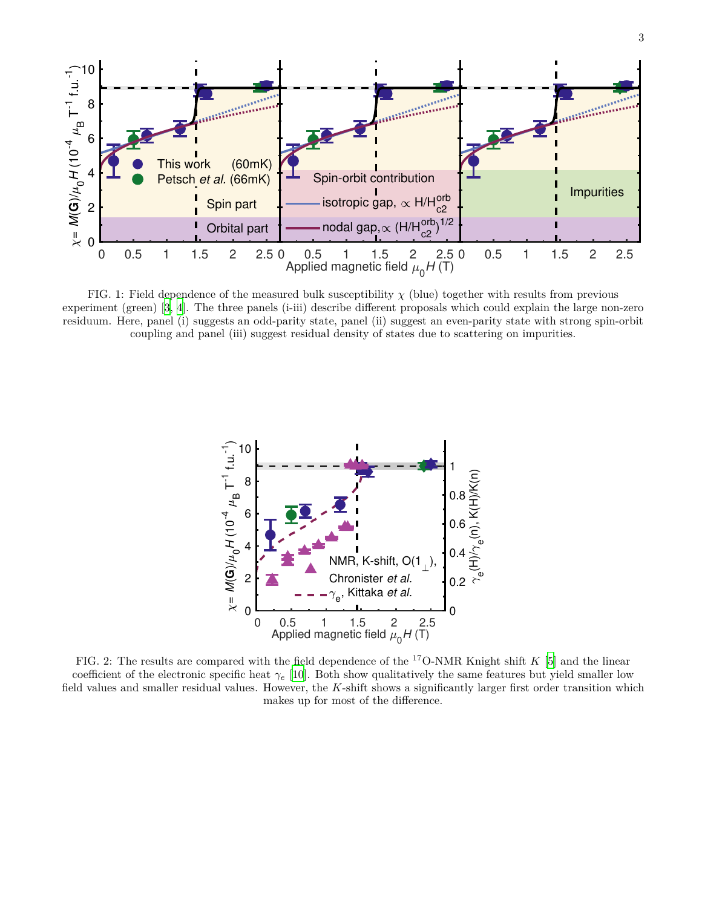$\chi = M(\mathbf{G})/\mu_0 H$ ($10^{-4}$ $\mu_B$ T$^{-1}$ f.u.$^{-1}$)

This work (60mK)

Petsch *et al.* (66mK)

Spin part

Orbital part

Spin-orbit contribution

isotropic gap, $\propto H/H_{c2}^{orb}$

nodal gap, $\propto (H/H_{c2}^{orb})^{1/2}$

Impurities

Applied magnetic field $\mu_0 H$ (T)

FIG. 1: Field dependence of the measured bulk susceptibility $\chi$ (blue) together with results from previous experiment (green) [3, 4]. The three panels (i-iii) describe different proposals which could explain the large non-zero residuum. Here, panel (i) suggests an odd-parity state, panel (ii) suggest an even-parity state with strong spin-orbit coupling and panel (iii) suggest residual density of states due to scattering on impurities.

$\chi = M(\mathbf{G})/\mu_0 H$ ($10^{-4}$ $\mu_B$ T$^{-1}$ f.u.$^{-1}$)

$\gamma_e(H)/\gamma_e(n)$, $K(H)/K(n)$

NMR, K-shift, O($1_\perp$), Chronister *et al.*

$\gamma_e$, Kittaka *et al.*

Applied magnetic field $\mu_0 H$ (T)

FIG. 2: The results are compared with the field dependence of the $^{17}$O-NMR Knight shift $K$ [5] and the linear coefficient of the electronic specific heat $\gamma_e$ [10]. Both show qualitatively the same features but yield smaller low field values and smaller residual values. However, the $K$-shift shows a significantly larger first order transition which makes up for most of the difference.